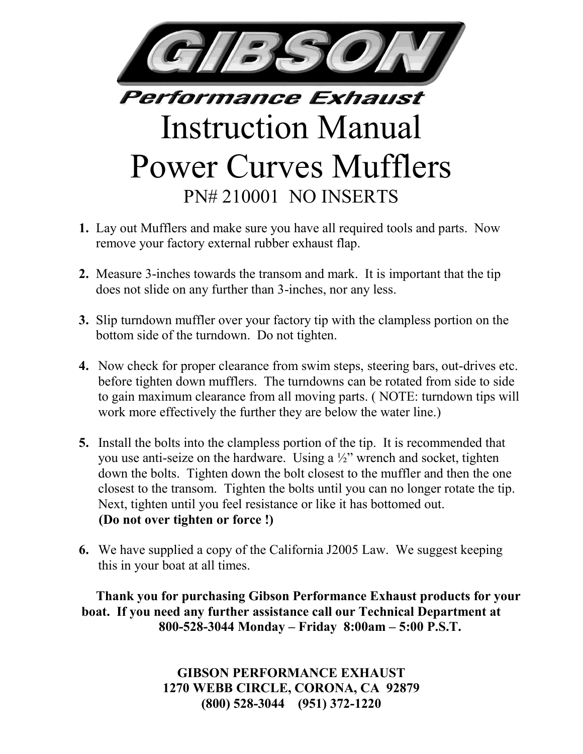# GIBSON

## Performance Exhaust

# Instruction Manual
# Power Curves Mufflers

## PN# 210001 NO INSERTS

1. Lay out Mufflers and make sure you have all required tools and parts. Now remove your factory external rubber exhaust flap.

2. Measure 3-inches towards the transom and mark. It is important that the tip does not slide on any further than 3-inches, nor any less.

3. Slip turndown muffler over your factory tip with the clampless portion on the bottom side of the turndown. Do not tighten.

4. Now check for proper clearance from swim steps, steering bars, out-drives etc. before tighten down mufflers. The turndowns can be rotated from side to side to gain maximum clearance from all moving parts. ( NOTE: turndown tips will work more effectively the further they are below the water line.)

5. Install the bolts into the clampless portion of the tip. It is recommended that you use anti-seize on the hardware. Using a ½” wrench and socket, tighten down the bolts. Tighten down the bolt closest to the muffler and then the one closest to the transom. Tighten the bolts until you can no longer rotate the tip. Next, tighten until you feel resistance or like it has bottomed out.
   **(Do not over tighten or force !)**

6. We have supplied a copy of the California J2005 Law. We suggest keeping this in your boat at all times.

**Thank you for purchasing Gibson Performance Exhaust products for your boat. If you need any further assistance call our Technical Department at 800-528-3044 Monday – Friday 8:00am – 5:00 P.S.T.**

**GIBSON PERFORMANCE EXHAUST**
**1270 WEBB CIRCLE, CORONA, CA 92879**
**(800) 528-3044 (951) 372-1220**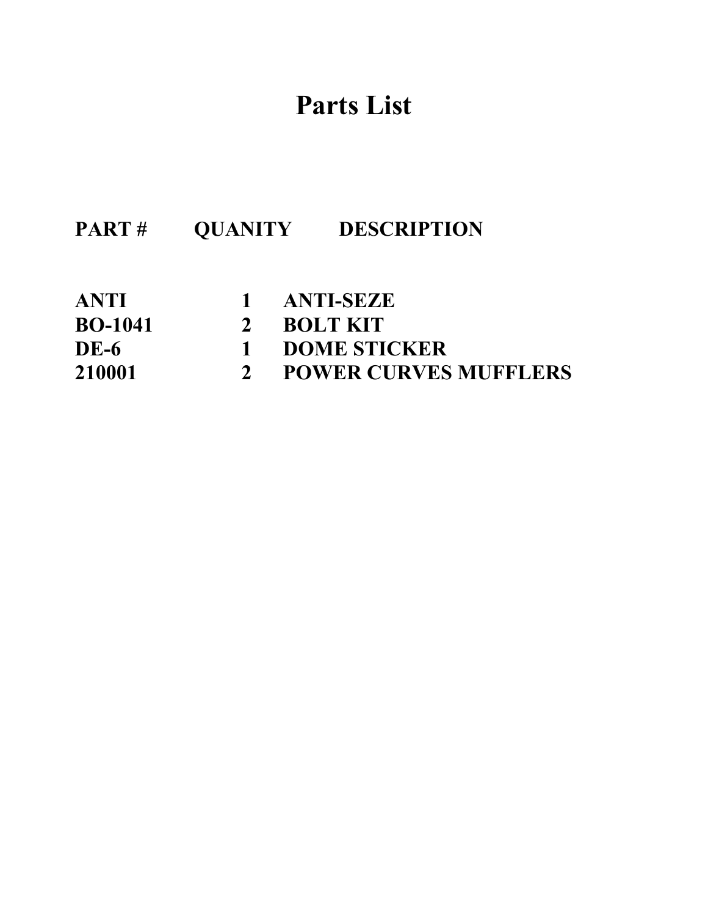# Parts List

| PART # | QUANITY | DESCRIPTION |
|---|---|---|
| ANTI | 1 | ANTI-SEZE |
| BO-1041 | 2 | BOLT KIT |
| DE-6 | 1 | DOME STICKER |
| 210001 | 2 | POWER CURVES MUFFLERS |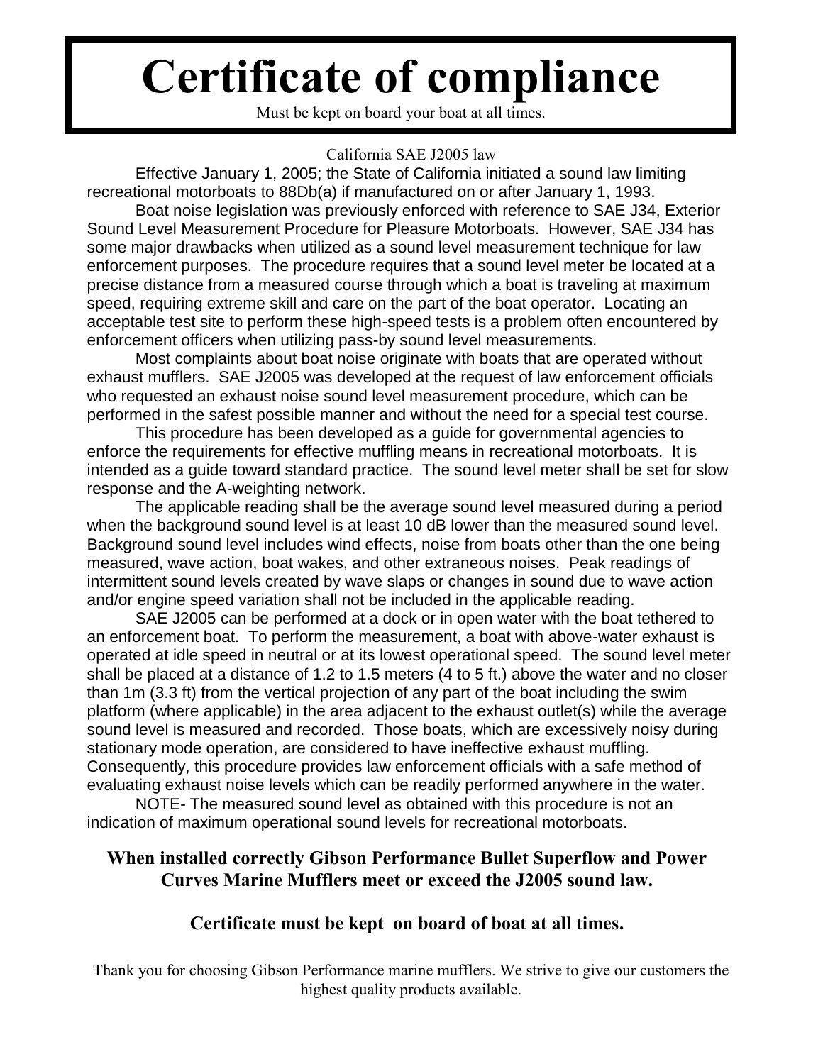# Certificate of compliance

Must be kept on board your boat at all times.

California SAE J2005 law

Effective January 1, 2005; the State of California initiated a sound law limiting recreational motorboats to 88Db(a) if manufactured on or after January 1, 1993.

Boat noise legislation was previously enforced with reference to SAE J34, Exterior Sound Level Measurement Procedure for Pleasure Motorboats. However, SAE J34 has some major drawbacks when utilized as a sound level measurement technique for law enforcement purposes. The procedure requires that a sound level meter be located at a precise distance from a measured course through which a boat is traveling at maximum speed, requiring extreme skill and care on the part of the boat operator. Locating an acceptable test site to perform these high-speed tests is a problem often encountered by enforcement officers when utilizing pass-by sound level measurements.

Most complaints about boat noise originate with boats that are operated without exhaust mufflers. SAE J2005 was developed at the request of law enforcement officials who requested an exhaust noise sound level measurement procedure, which can be performed in the safest possible manner and without the need for a special test course.

This procedure has been developed as a guide for governmental agencies to enforce the requirements for effective muffling means in recreational motorboats. It is intended as a guide toward standard practice. The sound level meter shall be set for slow response and the A-weighting network.

The applicable reading shall be the average sound level measured during a period when the background sound level is at least 10 dB lower than the measured sound level. Background sound level includes wind effects, noise from boats other than the one being measured, wave action, boat wakes, and other extraneous noises. Peak readings of intermittent sound levels created by wave slaps or changes in sound due to wave action and/or engine speed variation shall not be included in the applicable reading.

SAE J2005 can be performed at a dock or in open water with the boat tethered to an enforcement boat. To perform the measurement, a boat with above-water exhaust is operated at idle speed in neutral or at its lowest operational speed. The sound level meter shall be placed at a distance of 1.2 to 1.5 meters (4 to 5 ft.) above the water and no closer than 1m (3.3 ft) from the vertical projection of any part of the boat including the swim platform (where applicable) in the area adjacent to the exhaust outlet(s) while the average sound level is measured and recorded. Those boats, which are excessively noisy during stationary mode operation, are considered to have ineffective exhaust muffling. Consequently, this procedure provides law enforcement officials with a safe method of evaluating exhaust noise levels which can be readily performed anywhere in the water.

NOTE- The measured sound level as obtained with this procedure is not an indication of maximum operational sound levels for recreational motorboats.

**When installed correctly Gibson Performance Bullet Superflow and Power Curves Marine Mufflers meet or exceed the J2005 sound law.**

**Certificate must be kept on board of boat at all times.**

Thank you for choosing Gibson Performance marine mufflers. We strive to give our customers the highest quality products available.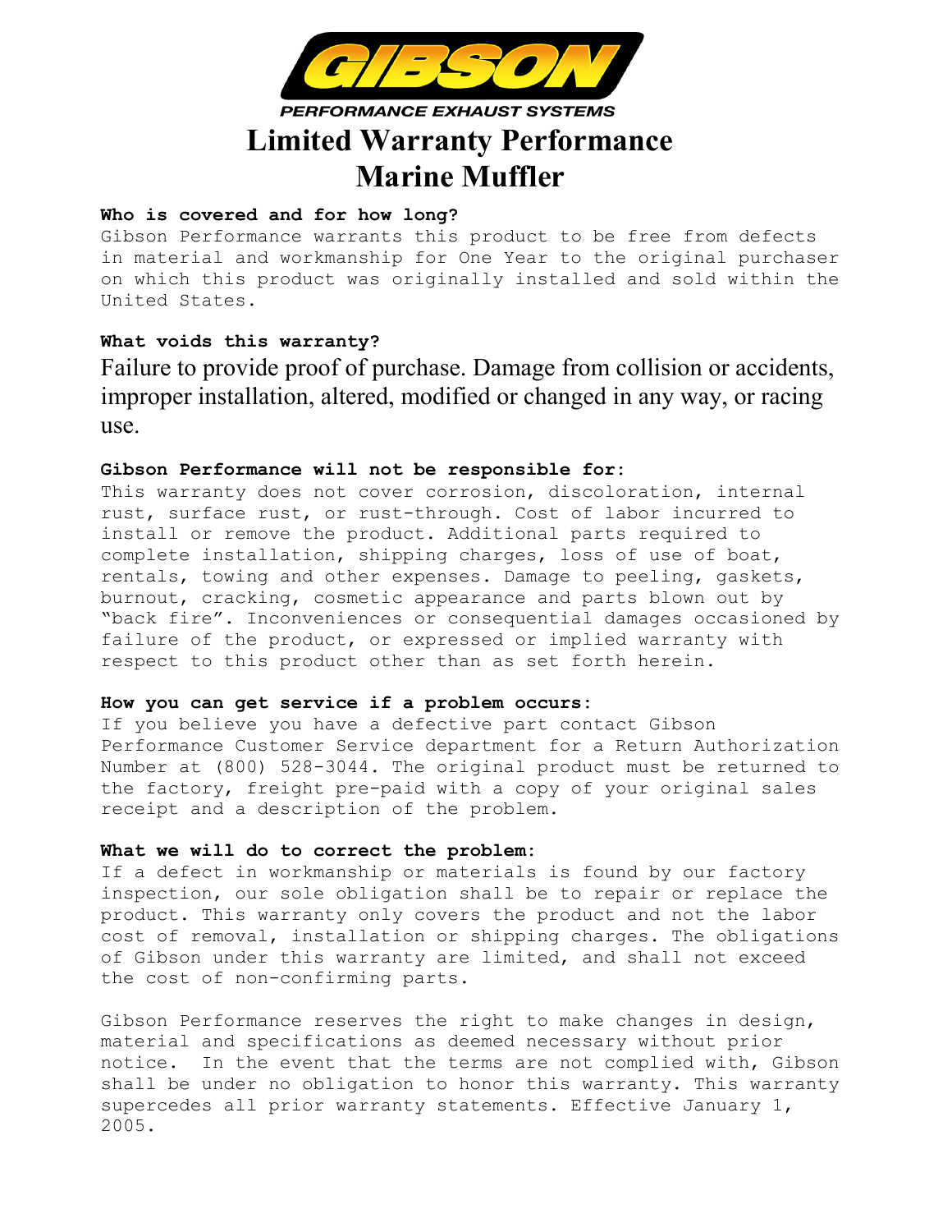GIBSON

PERFORMANCE EXHAUST SYSTEMS

# Limited Warranty Performance Marine Muffler

**Who is covered and for how long?**

Gibson Performance warrants this product to be free from defects in material and workmanship for One Year to the original purchaser on which this product was originally installed and sold within the United States.

**What voids this warranty?**

Failure to provide proof of purchase. Damage from collision or accidents, improper installation, altered, modified or changed in any way, or racing use.

**Gibson Performance will not be responsible for:**

This warranty does not cover corrosion, discoloration, internal rust, surface rust, or rust-through. Cost of labor incurred to install or remove the product. Additional parts required to complete installation, shipping charges, loss of use of boat, rentals, towing and other expenses. Damage to peeling, gaskets, burnout, cracking, cosmetic appearance and parts blown out by "back fire". Inconveniences or consequential damages occasioned by failure of the product, or expressed or implied warranty with respect to this product other than as set forth herein.

**How you can get service if a problem occurs:**

If you believe you have a defective part contact Gibson Performance Customer Service department for a Return Authorization Number at (800) 528-3044. The original product must be returned to the factory, freight pre-paid with a copy of your original sales receipt and a description of the problem.

**What we will do to correct the problem:**

If a defect in workmanship or materials is found by our factory inspection, our sole obligation shall be to repair or replace the product. This warranty only covers the product and not the labor cost of removal, installation or shipping charges. The obligations of Gibson under this warranty are limited, and shall not exceed the cost of non-confirming parts.

Gibson Performance reserves the right to make changes in design, material and specifications as deemed necessary without prior notice. In the event that the terms are not complied with, Gibson shall be under no obligation to honor this warranty. This warranty supercedes all prior warranty statements. Effective January 1, 2005.